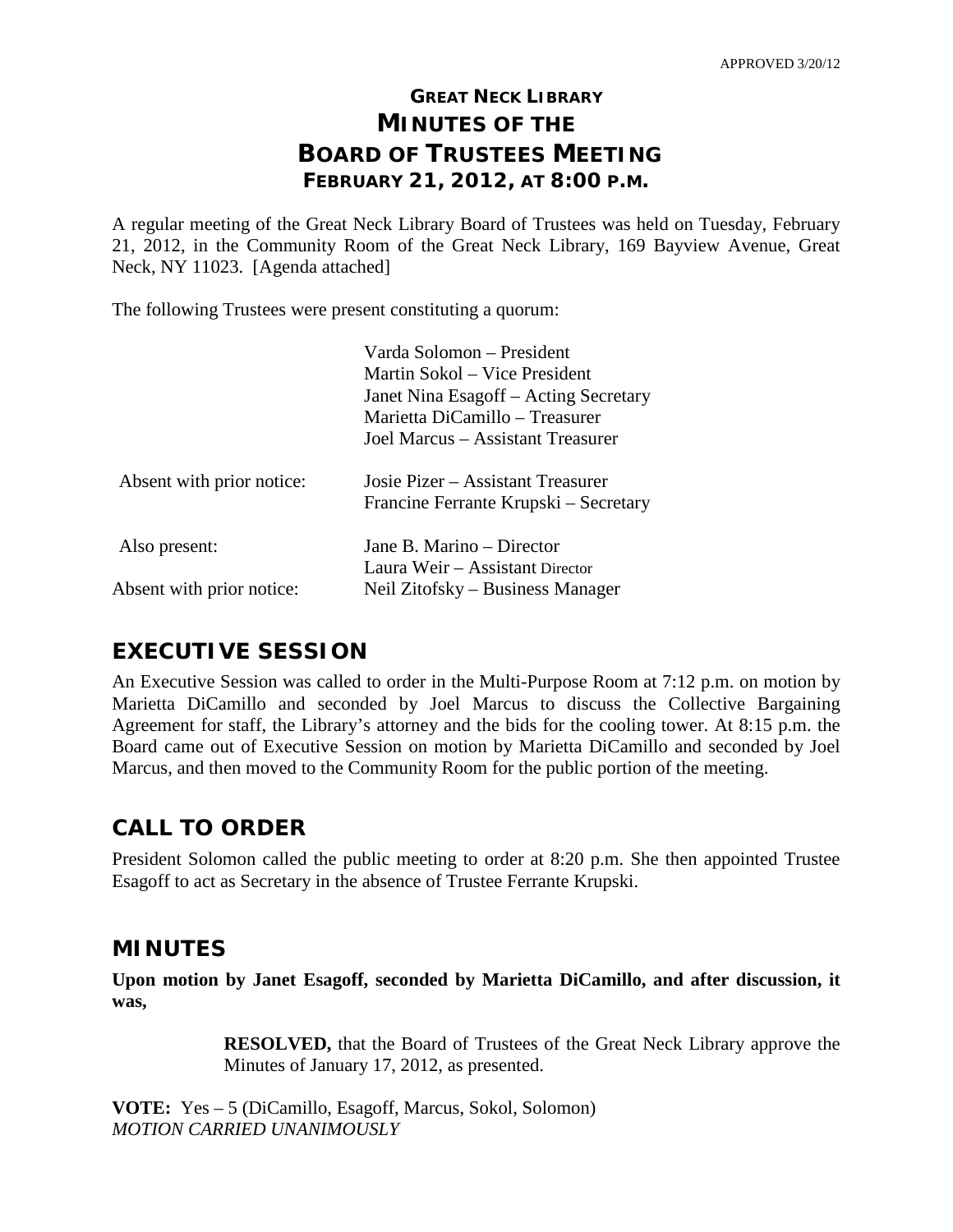APPROVED 3/20/12

# GREAT NECK LIBRARY
# MINUTES OF THE
# BOARD OF TRUSTEES MEETING
## FEBRUARY 21, 2012, AT 8:00 P.M.

A regular meeting of the Great Neck Library Board of Trustees was held on Tuesday, February 21, 2012, in the Community Room of the Great Neck Library, 169 Bayview Avenue, Great Neck, NY 11023. [Agenda attached]

The following Trustees were present constituting a quorum:

Varda Solomon – President
Martin Sokol – Vice President
Janet Nina Esagoff – Acting Secretary
Marietta DiCamillo – Treasurer
Joel Marcus – Assistant Treasurer

Absent with prior notice: Josie Pizer – Assistant Treasurer
Francine Ferrante Krupski – Secretary

Also present: Jane B. Marino – Director
Laura Weir – Assistant Director

Absent with prior notice: Neil Zitofsky – Business Manager

## EXECUTIVE SESSION

An Executive Session was called to order in the Multi-Purpose Room at 7:12 p.m. on motion by Marietta DiCamillo and seconded by Joel Marcus to discuss the Collective Bargaining Agreement for staff, the Library's attorney and the bids for the cooling tower. At 8:15 p.m. the Board came out of Executive Session on motion by Marietta DiCamillo and seconded by Joel Marcus, and then moved to the Community Room for the public portion of the meeting.

## CALL TO ORDER

President Solomon called the public meeting to order at 8:20 p.m. She then appointed Trustee Esagoff to act as Secretary in the absence of Trustee Ferrante Krupski.

## MINUTES

**Upon motion by Janet Esagoff, seconded by Marietta DiCamillo, and after discussion, it was,**

> **RESOLVED,** that the Board of Trustees of the Great Neck Library approve the Minutes of January 17, 2012, as presented.

**VOTE:** Yes – 5 (DiCamillo, Esagoff, Marcus, Sokol, Solomon)
*MOTION CARRIED UNANIMOUSLY*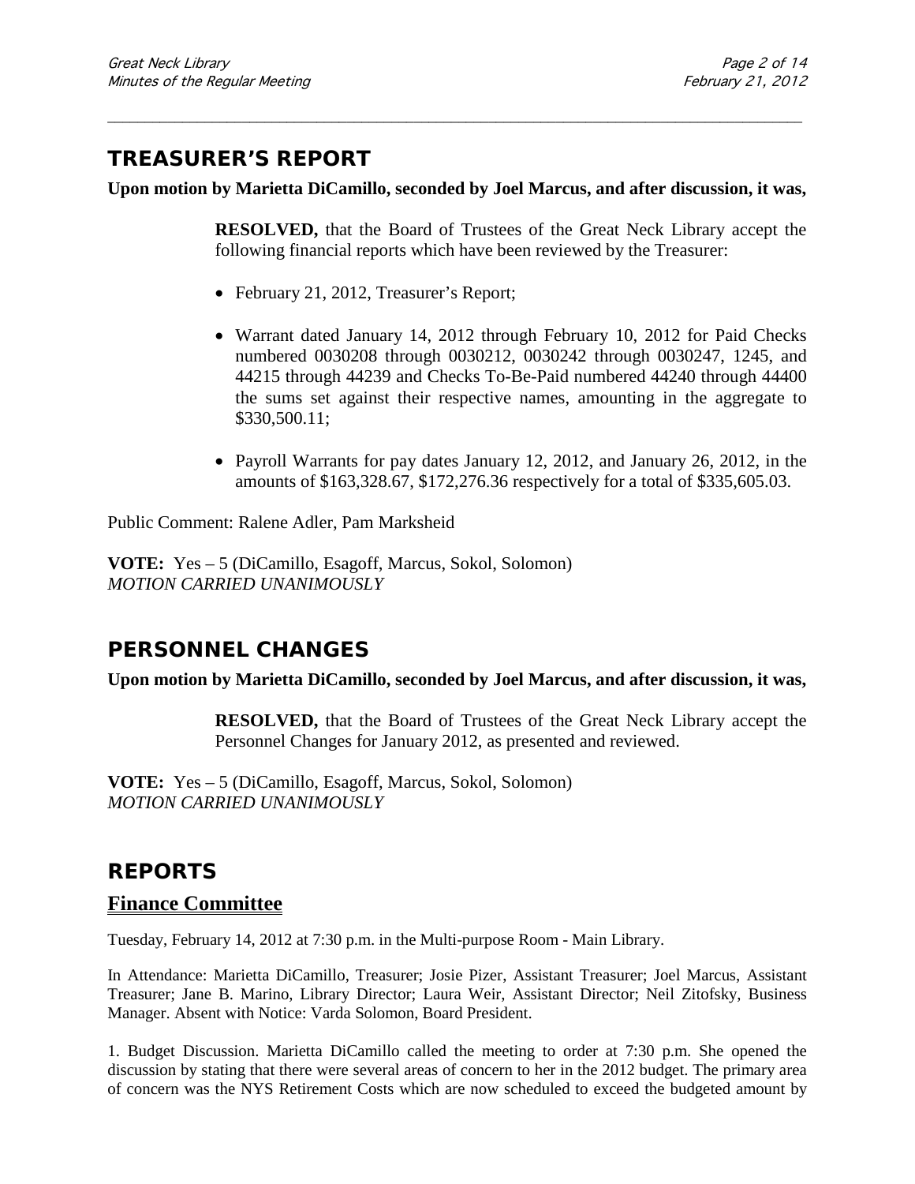## TREASURER'S REPORT

**Upon motion by Marietta DiCamillo, seconded by Joel Marcus, and after discussion, it was,**

> **RESOLVED,** that the Board of Trustees of the Great Neck Library accept the following financial reports which have been reviewed by the Treasurer:
>
> - February 21, 2012, Treasurer's Report;
> - Warrant dated January 14, 2012 through February 10, 2012 for Paid Checks numbered 0030208 through 0030212, 0030242 through 0030247, 1245, and 44215 through 44239 and Checks To-Be-Paid numbered 44240 through 44400 the sums set against their respective names, amounting in the aggregate to $330,500.11;
> - Payroll Warrants for pay dates January 12, 2012, and January 26, 2012, in the amounts of $163,328.67, $172,276.36 respectively for a total of $335,605.03.

Public Comment: Ralene Adler, Pam Marksheid

**VOTE:** Yes – 5 (DiCamillo, Esagoff, Marcus, Sokol, Solomon)
*MOTION CARRIED UNANIMOUSLY*

## PERSONNEL CHANGES

**Upon motion by Marietta DiCamillo, seconded by Joel Marcus, and after discussion, it was,**

> **RESOLVED,** that the Board of Trustees of the Great Neck Library accept the Personnel Changes for January 2012, as presented and reviewed.

**VOTE:** Yes – 5 (DiCamillo, Esagoff, Marcus, Sokol, Solomon)
*MOTION CARRIED UNANIMOUSLY*

## REPORTS

### Finance Committee

Tuesday, February 14, 2012 at 7:30 p.m. in the Multi-purpose Room - Main Library.

In Attendance: Marietta DiCamillo, Treasurer; Josie Pizer, Assistant Treasurer; Joel Marcus, Assistant Treasurer; Jane B. Marino, Library Director; Laura Weir, Assistant Director; Neil Zitofsky, Business Manager. Absent with Notice: Varda Solomon, Board President.

1. Budget Discussion. Marietta DiCamillo called the meeting to order at 7:30 p.m. She opened the discussion by stating that there were several areas of concern to her in the 2012 budget. The primary area of concern was the NYS Retirement Costs which are now scheduled to exceed the budgeted amount by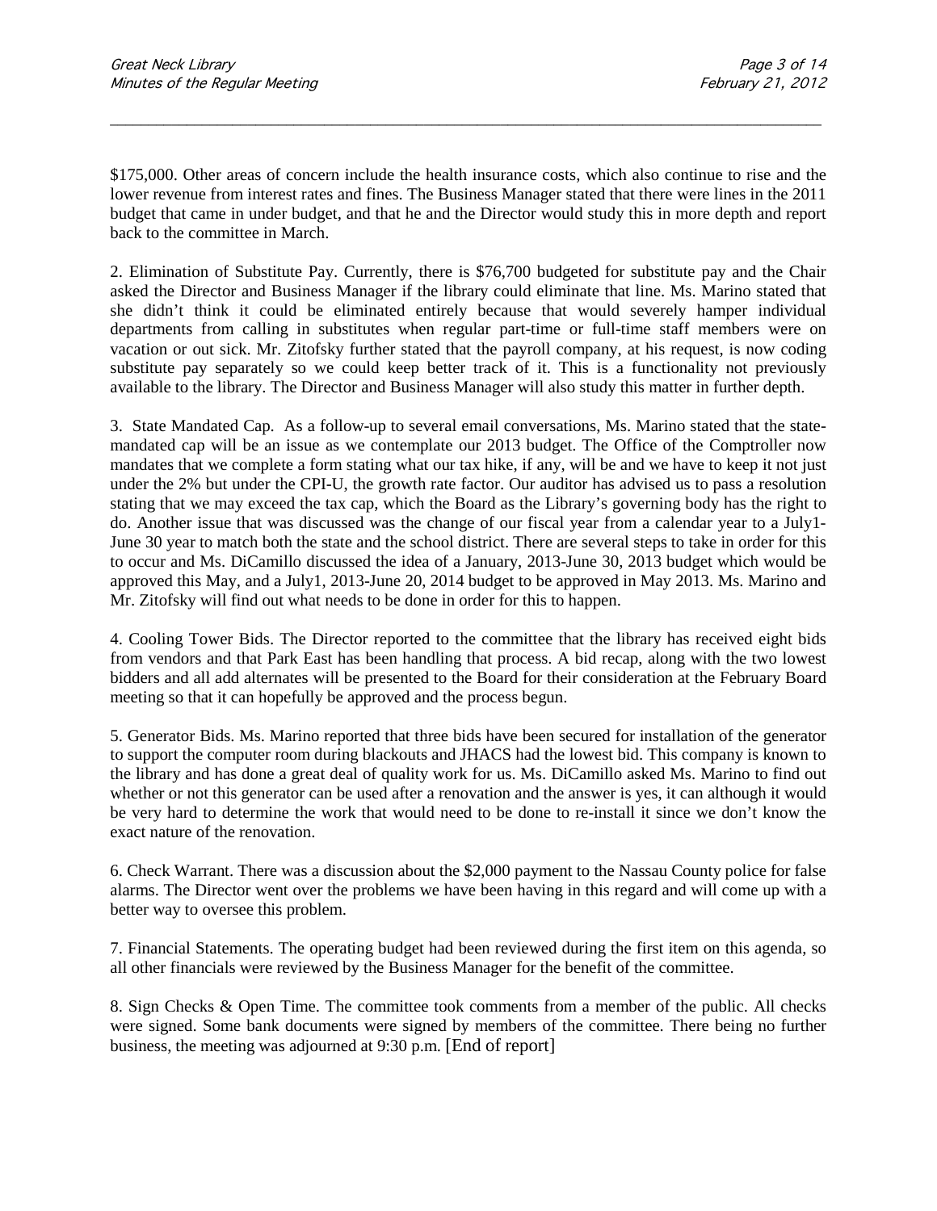$175,000. Other areas of concern include the health insurance costs, which also continue to rise and the lower revenue from interest rates and fines. The Business Manager stated that there were lines in the 2011 budget that came in under budget, and that he and the Director would study this in more depth and report back to the committee in March.

2. Elimination of Substitute Pay. Currently, there is $76,700 budgeted for substitute pay and the Chair asked the Director and Business Manager if the library could eliminate that line. Ms. Marino stated that she didn't think it could be eliminated entirely because that would severely hamper individual departments from calling in substitutes when regular part-time or full-time staff members were on vacation or out sick. Mr. Zitofsky further stated that the payroll company, at his request, is now coding substitute pay separately so we could keep better track of it. This is a functionality not previously available to the library. The Director and Business Manager will also study this matter in further depth.

3. State Mandated Cap. As a follow-up to several email conversations, Ms. Marino stated that the state-mandated cap will be an issue as we contemplate our 2013 budget. The Office of the Comptroller now mandates that we complete a form stating what our tax hike, if any, will be and we have to keep it not just under the 2% but under the CPI-U, the growth rate factor. Our auditor has advised us to pass a resolution stating that we may exceed the tax cap, which the Board as the Library's governing body has the right to do. Another issue that was discussed was the change of our fiscal year from a calendar year to a July1-June 30 year to match both the state and the school district. There are several steps to take in order for this to occur and Ms. DiCamillo discussed the idea of a January, 2013-June 30, 2013 budget which would be approved this May, and a July1, 2013-June 20, 2014 budget to be approved in May 2013. Ms. Marino and Mr. Zitofsky will find out what needs to be done in order for this to happen.

4. Cooling Tower Bids. The Director reported to the committee that the library has received eight bids from vendors and that Park East has been handling that process. A bid recap, along with the two lowest bidders and all add alternates will be presented to the Board for their consideration at the February Board meeting so that it can hopefully be approved and the process begun.

5. Generator Bids. Ms. Marino reported that three bids have been secured for installation of the generator to support the computer room during blackouts and JHACS had the lowest bid. This company is known to the library and has done a great deal of quality work for us. Ms. DiCamillo asked Ms. Marino to find out whether or not this generator can be used after a renovation and the answer is yes, it can although it would be very hard to determine the work that would need to be done to re-install it since we don't know the exact nature of the renovation.

6. Check Warrant. There was a discussion about the $2,000 payment to the Nassau County police for false alarms. The Director went over the problems we have been having in this regard and will come up with a better way to oversee this problem.

7. Financial Statements. The operating budget had been reviewed during the first item on this agenda, so all other financials were reviewed by the Business Manager for the benefit of the committee.

8. Sign Checks & Open Time. The committee took comments from a member of the public. All checks were signed. Some bank documents were signed by members of the committee. There being no further business, the meeting was adjourned at 9:30 p.m. [End of report]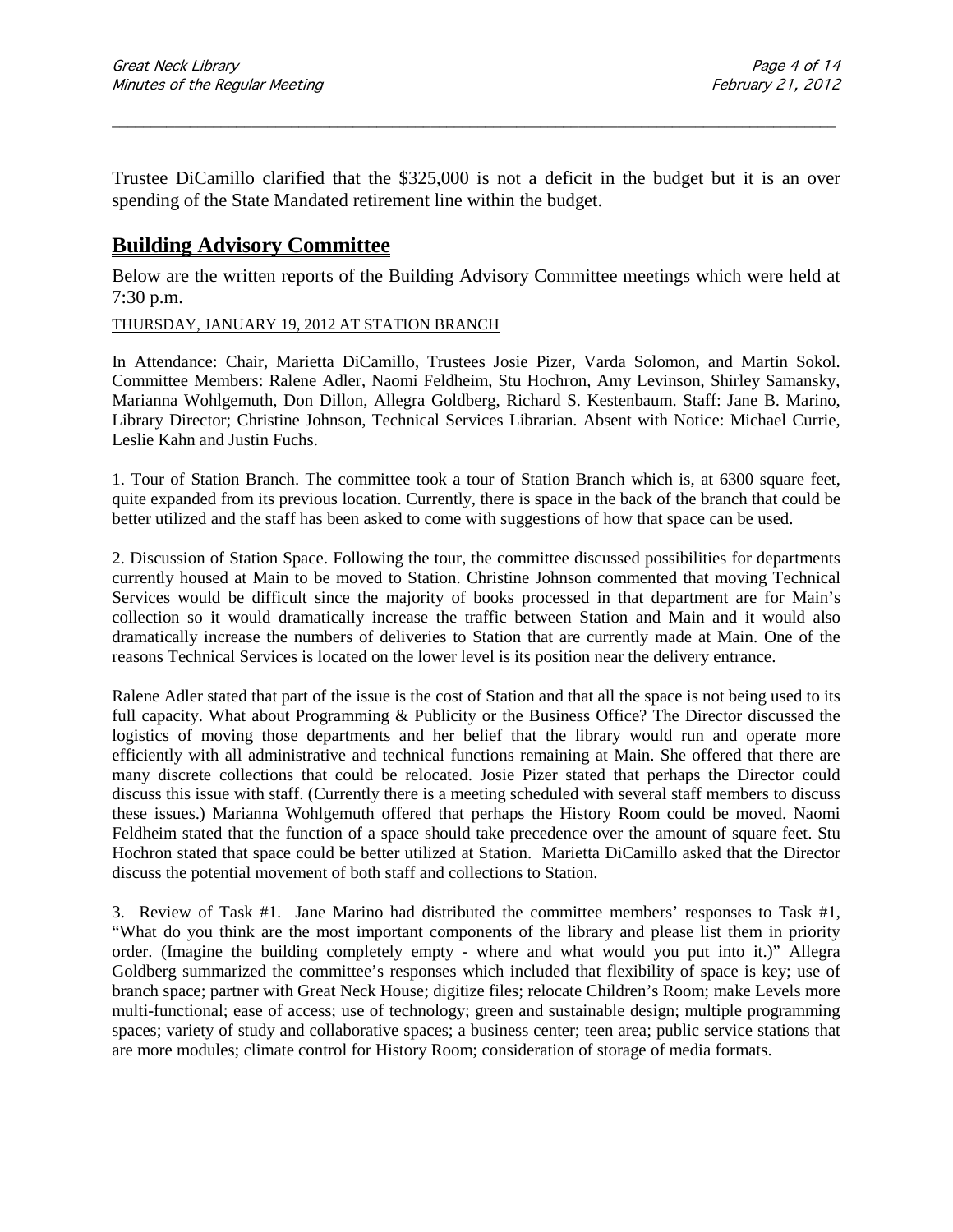Trustee DiCamillo clarified that the $325,000 is not a deficit in the budget but it is an over spending of the State Mandated retirement line within the budget.

## Building Advisory Committee

Below are the written reports of the Building Advisory Committee meetings which were held at 7:30 p.m.

THURSDAY, JANUARY 19, 2012 AT STATION BRANCH

In Attendance: Chair, Marietta DiCamillo, Trustees Josie Pizer, Varda Solomon, and Martin Sokol. Committee Members: Ralene Adler, Naomi Feldheim, Stu Hochron, Amy Levinson, Shirley Samansky, Marianna Wohlgemuth, Don Dillon, Allegra Goldberg, Richard S. Kestenbaum. Staff: Jane B. Marino, Library Director; Christine Johnson, Technical Services Librarian. Absent with Notice: Michael Currie, Leslie Kahn and Justin Fuchs.

1. Tour of Station Branch. The committee took a tour of Station Branch which is, at 6300 square feet, quite expanded from its previous location. Currently, there is space in the back of the branch that could be better utilized and the staff has been asked to come with suggestions of how that space can be used.

2. Discussion of Station Space. Following the tour, the committee discussed possibilities for departments currently housed at Main to be moved to Station. Christine Johnson commented that moving Technical Services would be difficult since the majority of books processed in that department are for Main's collection so it would dramatically increase the traffic between Station and Main and it would also dramatically increase the numbers of deliveries to Station that are currently made at Main. One of the reasons Technical Services is located on the lower level is its position near the delivery entrance.

Ralene Adler stated that part of the issue is the cost of Station and that all the space is not being used to its full capacity. What about Programming & Publicity or the Business Office? The Director discussed the logistics of moving those departments and her belief that the library would run and operate more efficiently with all administrative and technical functions remaining at Main. She offered that there are many discrete collections that could be relocated. Josie Pizer stated that perhaps the Director could discuss this issue with staff. (Currently there is a meeting scheduled with several staff members to discuss these issues.) Marianna Wohlgemuth offered that perhaps the History Room could be moved. Naomi Feldheim stated that the function of a space should take precedence over the amount of square feet. Stu Hochron stated that space could be better utilized at Station. Marietta DiCamillo asked that the Director discuss the potential movement of both staff and collections to Station.

3. Review of Task #1. Jane Marino had distributed the committee members' responses to Task #1, "What do you think are the most important components of the library and please list them in priority order. (Imagine the building completely empty - where and what would you put into it.)" Allegra Goldberg summarized the committee's responses which included that flexibility of space is key; use of branch space; partner with Great Neck House; digitize files; relocate Children's Room; make Levels more multi-functional; ease of access; use of technology; green and sustainable design; multiple programming spaces; variety of study and collaborative spaces; a business center; teen area; public service stations that are more modules; climate control for History Room; consideration of storage of media formats.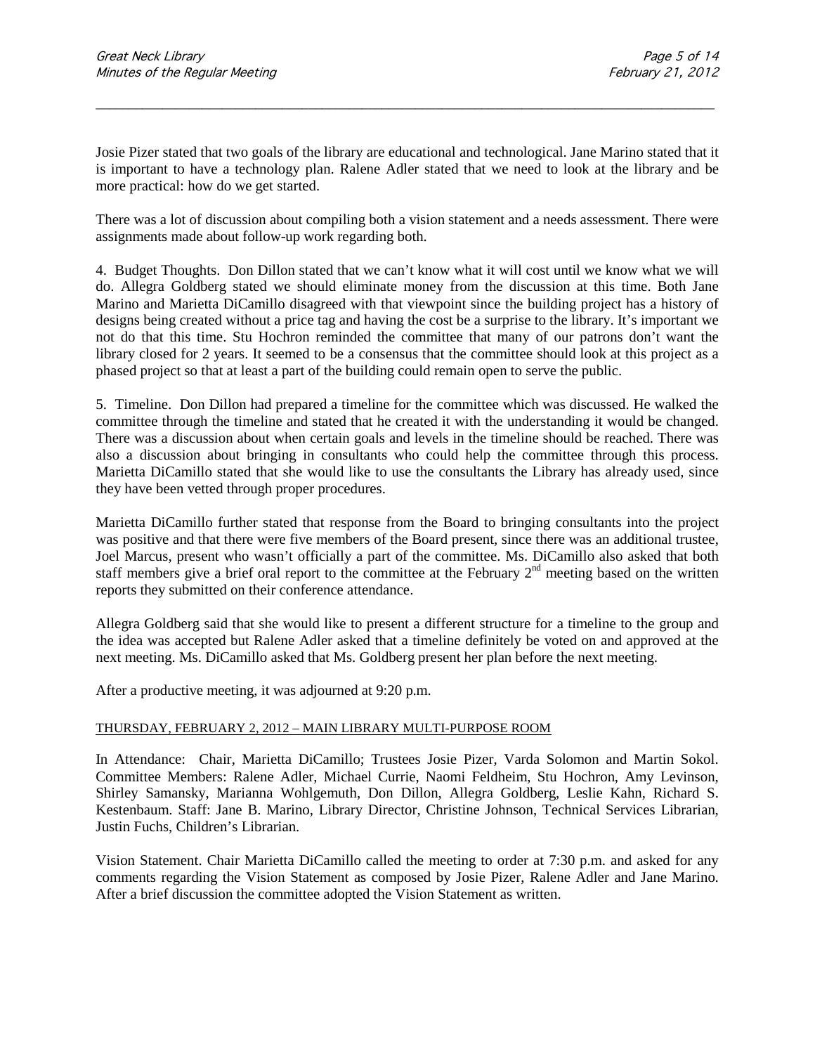Josie Pizer stated that two goals of the library are educational and technological. Jane Marino stated that it is important to have a technology plan. Ralene Adler stated that we need to look at the library and be more practical: how do we get started.

There was a lot of discussion about compiling both a vision statement and a needs assessment. There were assignments made about follow-up work regarding both.

4. Budget Thoughts. Don Dillon stated that we can't know what it will cost until we know what we will do. Allegra Goldberg stated we should eliminate money from the discussion at this time. Both Jane Marino and Marietta DiCamillo disagreed with that viewpoint since the building project has a history of designs being created without a price tag and having the cost be a surprise to the library. It's important we not do that this time. Stu Hochron reminded the committee that many of our patrons don't want the library closed for 2 years. It seemed to be a consensus that the committee should look at this project as a phased project so that at least a part of the building could remain open to serve the public.

5. Timeline. Don Dillon had prepared a timeline for the committee which was discussed. He walked the committee through the timeline and stated that he created it with the understanding it would be changed. There was a discussion about when certain goals and levels in the timeline should be reached. There was also a discussion about bringing in consultants who could help the committee through this process. Marietta DiCamillo stated that she would like to use the consultants the Library has already used, since they have been vetted through proper procedures.

Marietta DiCamillo further stated that response from the Board to bringing consultants into the project was positive and that there were five members of the Board present, since there was an additional trustee, Joel Marcus, present who wasn't officially a part of the committee. Ms. DiCamillo also asked that both staff members give a brief oral report to the committee at the February 2nd meeting based on the written reports they submitted on their conference attendance.

Allegra Goldberg said that she would like to present a different structure for a timeline to the group and the idea was accepted but Ralene Adler asked that a timeline definitely be voted on and approved at the next meeting. Ms. DiCamillo asked that Ms. Goldberg present her plan before the next meeting.

After a productive meeting, it was adjourned at 9:20 p.m.

THURSDAY, FEBRUARY 2, 2012 – MAIN LIBRARY MULTI-PURPOSE ROOM

In Attendance: Chair, Marietta DiCamillo; Trustees Josie Pizer, Varda Solomon and Martin Sokol. Committee Members: Ralene Adler, Michael Currie, Naomi Feldheim, Stu Hochron, Amy Levinson, Shirley Samansky, Marianna Wohlgemuth, Don Dillon, Allegra Goldberg, Leslie Kahn, Richard S. Kestenbaum. Staff: Jane B. Marino, Library Director, Christine Johnson, Technical Services Librarian, Justin Fuchs, Children's Librarian.

Vision Statement. Chair Marietta DiCamillo called the meeting to order at 7:30 p.m. and asked for any comments regarding the Vision Statement as composed by Josie Pizer, Ralene Adler and Jane Marino. After a brief discussion the committee adopted the Vision Statement as written.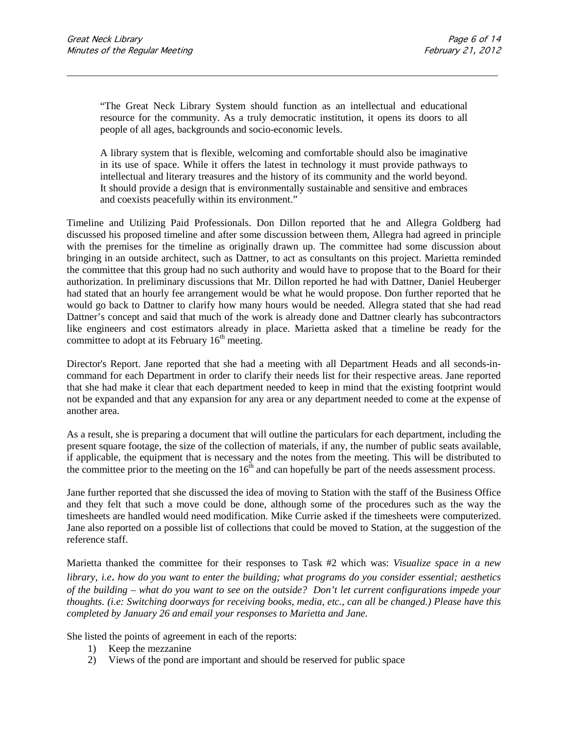> "The Great Neck Library System should function as an intellectual and educational resource for the community. As a truly democratic institution, it opens its doors to all people of all ages, backgrounds and socio-economic levels.
>
> A library system that is flexible, welcoming and comfortable should also be imaginative in its use of space. While it offers the latest in technology it must provide pathways to intellectual and literary treasures and the history of its community and the world beyond. It should provide a design that is environmentally sustainable and sensitive and embraces and coexists peacefully within its environment."

Timeline and Utilizing Paid Professionals. Don Dillon reported that he and Allegra Goldberg had discussed his proposed timeline and after some discussion between them, Allegra had agreed in principle with the premises for the timeline as originally drawn up. The committee had some discussion about bringing in an outside architect, such as Dattner, to act as consultants on this project. Marietta reminded the committee that this group had no such authority and would have to propose that to the Board for their authorization. In preliminary discussions that Mr. Dillon reported he had with Dattner, Daniel Heuberger had stated that an hourly fee arrangement would be what he would propose. Don further reported that he would go back to Dattner to clarify how many hours would be needed. Allegra stated that she had read Dattner's concept and said that much of the work is already done and Dattner clearly has subcontractors like engineers and cost estimators already in place. Marietta asked that a timeline be ready for the committee to adopt at its February 16th meeting.

Director's Report. Jane reported that she had a meeting with all Department Heads and all seconds-in-command for each Department in order to clarify their needs list for their respective areas. Jane reported that she had make it clear that each department needed to keep in mind that the existing footprint would not be expanded and that any expansion for any area or any department needed to come at the expense of another area.

As a result, she is preparing a document that will outline the particulars for each department, including the present square footage, the size of the collection of materials, if any, the number of public seats available, if applicable, the equipment that is necessary and the notes from the meeting. This will be distributed to the committee prior to the meeting on the 16th and can hopefully be part of the needs assessment process.

Jane further reported that she discussed the idea of moving to Station with the staff of the Business Office and they felt that such a move could be done, although some of the procedures such as the way the timesheets are handled would need modification. Mike Currie asked if the timesheets were computerized. Jane also reported on a possible list of collections that could be moved to Station, at the suggestion of the reference staff.

Marietta thanked the committee for their responses to Task #2 which was: *Visualize space in a new library, i.e. how do you want to enter the building; what programs do you consider essential; aesthetics of the building – what do you want to see on the outside? Don't let current configurations impede your thoughts. (i.e: Switching doorways for receiving books, media, etc., can all be changed.) Please have this completed by January 26 and email your responses to Marietta and Jane.*

She listed the points of agreement in each of the reports:

1) Keep the mezzanine
2) Views of the pond are important and should be reserved for public space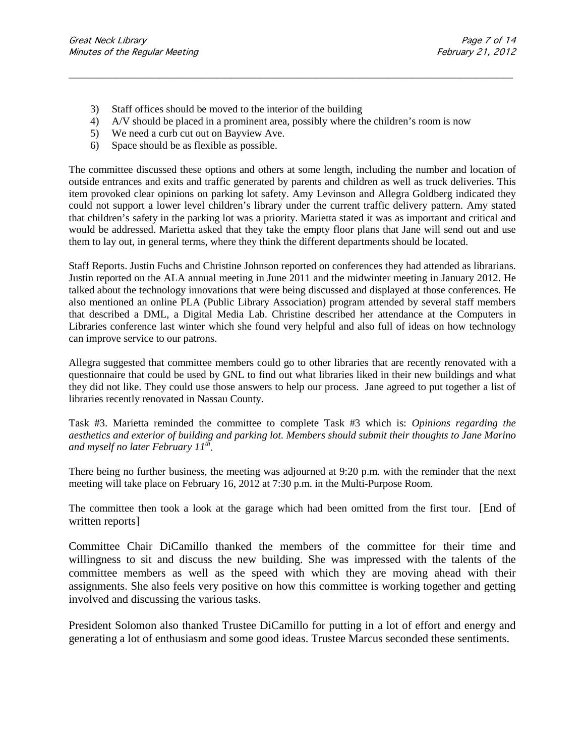3) Staff offices should be moved to the interior of the building
4) A/V should be placed in a prominent area, possibly where the children's room is now
5) We need a curb cut out on Bayview Ave.
6) Space should be as flexible as possible.

The committee discussed these options and others at some length, including the number and location of outside entrances and exits and traffic generated by parents and children as well as truck deliveries. This item provoked clear opinions on parking lot safety. Amy Levinson and Allegra Goldberg indicated they could not support a lower level children's library under the current traffic delivery pattern. Amy stated that children's safety in the parking lot was a priority. Marietta stated it was as important and critical and would be addressed. Marietta asked that they take the empty floor plans that Jane will send out and use them to lay out, in general terms, where they think the different departments should be located.

Staff Reports. Justin Fuchs and Christine Johnson reported on conferences they had attended as librarians. Justin reported on the ALA annual meeting in June 2011 and the midwinter meeting in January 2012. He talked about the technology innovations that were being discussed and displayed at those conferences. He also mentioned an online PLA (Public Library Association) program attended by several staff members that described a DML, a Digital Media Lab. Christine described her attendance at the Computers in Libraries conference last winter which she found very helpful and also full of ideas on how technology can improve service to our patrons.

Allegra suggested that committee members could go to other libraries that are recently renovated with a questionnaire that could be used by GNL to find out what libraries liked in their new buildings and what they did not like. They could use those answers to help our process. Jane agreed to put together a list of libraries recently renovated in Nassau County.

Task #3. Marietta reminded the committee to complete Task #3 which is: *Opinions regarding the aesthetics and exterior of building and parking lot. Members should submit their thoughts to Jane Marino and myself no later February 11th.*

There being no further business, the meeting was adjourned at 9:20 p.m. with the reminder that the next meeting will take place on February 16, 2012 at 7:30 p.m. in the Multi-Purpose Room.

The committee then took a look at the garage which had been omitted from the first tour. [End of written reports]

Committee Chair DiCamillo thanked the members of the committee for their time and willingness to sit and discuss the new building. She was impressed with the talents of the committee members as well as the speed with which they are moving ahead with their assignments. She also feels very positive on how this committee is working together and getting involved and discussing the various tasks.

President Solomon also thanked Trustee DiCamillo for putting in a lot of effort and energy and generating a lot of enthusiasm and some good ideas. Trustee Marcus seconded these sentiments.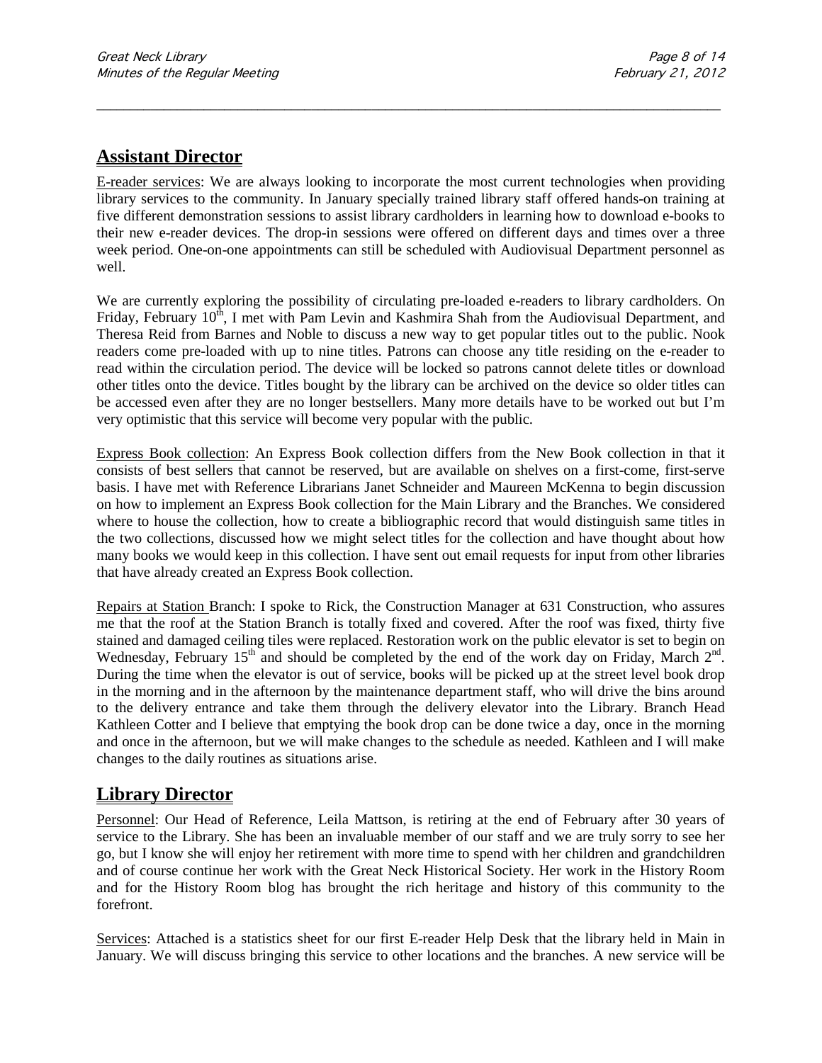## Assistant Director

E-reader services: We are always looking to incorporate the most current technologies when providing library services to the community. In January specially trained library staff offered hands-on training at five different demonstration sessions to assist library cardholders in learning how to download e-books to their new e-reader devices. The drop-in sessions were offered on different days and times over a three week period. One-on-one appointments can still be scheduled with Audiovisual Department personnel as well.

We are currently exploring the possibility of circulating pre-loaded e-readers to library cardholders. On Friday, February 10th, I met with Pam Levin and Kashmira Shah from the Audiovisual Department, and Theresa Reid from Barnes and Noble to discuss a new way to get popular titles out to the public. Nook readers come pre-loaded with up to nine titles. Patrons can choose any title residing on the e-reader to read within the circulation period. The device will be locked so patrons cannot delete titles or download other titles onto the device. Titles bought by the library can be archived on the device so older titles can be accessed even after they are no longer bestsellers. Many more details have to be worked out but I'm very optimistic that this service will become very popular with the public.

Express Book collection: An Express Book collection differs from the New Book collection in that it consists of best sellers that cannot be reserved, but are available on shelves on a first-come, first-serve basis. I have met with Reference Librarians Janet Schneider and Maureen McKenna to begin discussion on how to implement an Express Book collection for the Main Library and the Branches. We considered where to house the collection, how to create a bibliographic record that would distinguish same titles in the two collections, discussed how we might select titles for the collection and have thought about how many books we would keep in this collection. I have sent out email requests for input from other libraries that have already created an Express Book collection.

Repairs at Station Branch: I spoke to Rick, the Construction Manager at 631 Construction, who assures me that the roof at the Station Branch is totally fixed and covered. After the roof was fixed, thirty five stained and damaged ceiling tiles were replaced. Restoration work on the public elevator is set to begin on Wednesday, February 15th and should be completed by the end of the work day on Friday, March 2nd. During the time when the elevator is out of service, books will be picked up at the street level book drop in the morning and in the afternoon by the maintenance department staff, who will drive the bins around to the delivery entrance and take them through the delivery elevator into the Library. Branch Head Kathleen Cotter and I believe that emptying the book drop can be done twice a day, once in the morning and once in the afternoon, but we will make changes to the schedule as needed. Kathleen and I will make changes to the daily routines as situations arise.

## Library Director

Personnel: Our Head of Reference, Leila Mattson, is retiring at the end of February after 30 years of service to the Library. She has been an invaluable member of our staff and we are truly sorry to see her go, but I know she will enjoy her retirement with more time to spend with her children and grandchildren and of course continue her work with the Great Neck Historical Society. Her work in the History Room and for the History Room blog has brought the rich heritage and history of this community to the forefront.

Services: Attached is a statistics sheet for our first E-reader Help Desk that the library held in Main in January. We will discuss bringing this service to other locations and the branches. A new service will be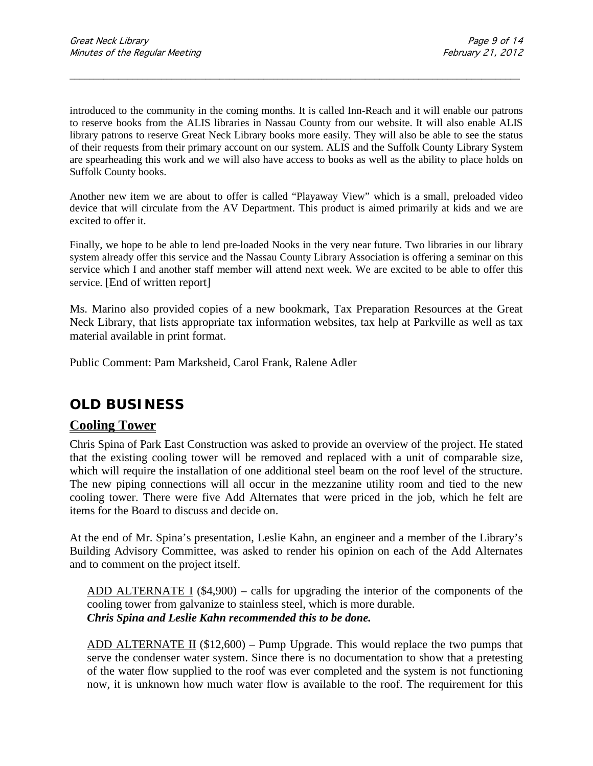introduced to the community in the coming months. It is called Inn-Reach and it will enable our patrons to reserve books from the ALIS libraries in Nassau County from our website. It will also enable ALIS library patrons to reserve Great Neck Library books more easily. They will also be able to see the status of their requests from their primary account on our system. ALIS and the Suffolk County Library System are spearheading this work and we will also have access to books as well as the ability to place holds on Suffolk County books.

Another new item we are about to offer is called "Playaway View" which is a small, preloaded video device that will circulate from the AV Department. This product is aimed primarily at kids and we are excited to offer it.

Finally, we hope to be able to lend pre-loaded Nooks in the very near future. Two libraries in our library system already offer this service and the Nassau County Library Association is offering a seminar on this service which I and another staff member will attend next week. We are excited to be able to offer this service. [End of written report]

Ms. Marino also provided copies of a new bookmark, Tax Preparation Resources at the Great Neck Library, that lists appropriate tax information websites, tax help at Parkville as well as tax material available in print format.

Public Comment: Pam Marksheid, Carol Frank, Ralene Adler

## OLD BUSINESS

### Cooling Tower

Chris Spina of Park East Construction was asked to provide an overview of the project. He stated that the existing cooling tower will be removed and replaced with a unit of comparable size, which will require the installation of one additional steel beam on the roof level of the structure. The new piping connections will all occur in the mezzanine utility room and tied to the new cooling tower. There were five Add Alternates that were priced in the job, which he felt are items for the Board to discuss and decide on.

At the end of Mr. Spina's presentation, Leslie Kahn, an engineer and a member of the Library's Building Advisory Committee, was asked to render his opinion on each of the Add Alternates and to comment on the project itself.

ADD ALTERNATE I ($4,900) – calls for upgrading the interior of the components of the cooling tower from galvanize to stainless steel, which is more durable.
***Chris Spina and Leslie Kahn recommended this to be done.***

ADD ALTERNATE II ($12,600) – Pump Upgrade. This would replace the two pumps that serve the condenser water system. Since there is no documentation to show that a pretesting of the water flow supplied to the roof was ever completed and the system is not functioning now, it is unknown how much water flow is available to the roof. The requirement for this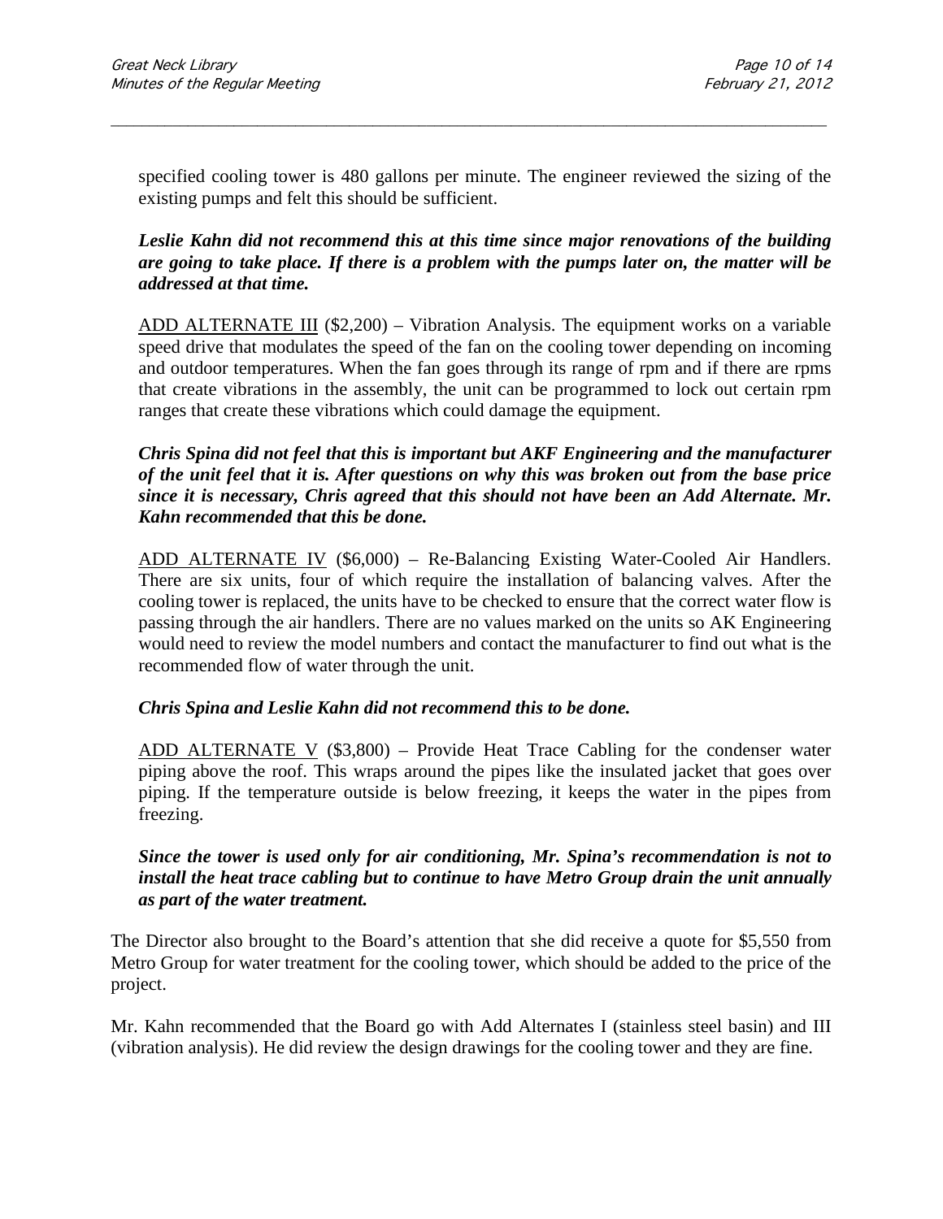specified cooling tower is 480 gallons per minute. The engineer reviewed the sizing of the existing pumps and felt this should be sufficient.

***Leslie Kahn did not recommend this at this time since major renovations of the building are going to take place. If there is a problem with the pumps later on, the matter will be addressed at that time.***

<u>ADD ALTERNATE III</u> ($2,200) – Vibration Analysis. The equipment works on a variable speed drive that modulates the speed of the fan on the cooling tower depending on incoming and outdoor temperatures. When the fan goes through its range of rpm and if there are rpms that create vibrations in the assembly, the unit can be programmed to lock out certain rpm ranges that create these vibrations which could damage the equipment.

***Chris Spina did not feel that this is important but AKF Engineering and the manufacturer of the unit feel that it is. After questions on why this was broken out from the base price since it is necessary, Chris agreed that this should not have been an Add Alternate. Mr. Kahn recommended that this be done.***

<u>ADD ALTERNATE IV</u> ($6,000) – Re-Balancing Existing Water-Cooled Air Handlers. There are six units, four of which require the installation of balancing valves. After the cooling tower is replaced, the units have to be checked to ensure that the correct water flow is passing through the air handlers. There are no values marked on the units so AK Engineering would need to review the model numbers and contact the manufacturer to find out what is the recommended flow of water through the unit.

***Chris Spina and Leslie Kahn did not recommend this to be done.***

<u>ADD ALTERNATE V</u> ($3,800) – Provide Heat Trace Cabling for the condenser water piping above the roof. This wraps around the pipes like the insulated jacket that goes over piping. If the temperature outside is below freezing, it keeps the water in the pipes from freezing.

***Since the tower is used only for air conditioning, Mr. Spina's recommendation is not to install the heat trace cabling but to continue to have Metro Group drain the unit annually as part of the water treatment.***

The Director also brought to the Board's attention that she did receive a quote for $5,550 from Metro Group for water treatment for the cooling tower, which should be added to the price of the project.

Mr. Kahn recommended that the Board go with Add Alternates I (stainless steel basin) and III (vibration analysis). He did review the design drawings for the cooling tower and they are fine.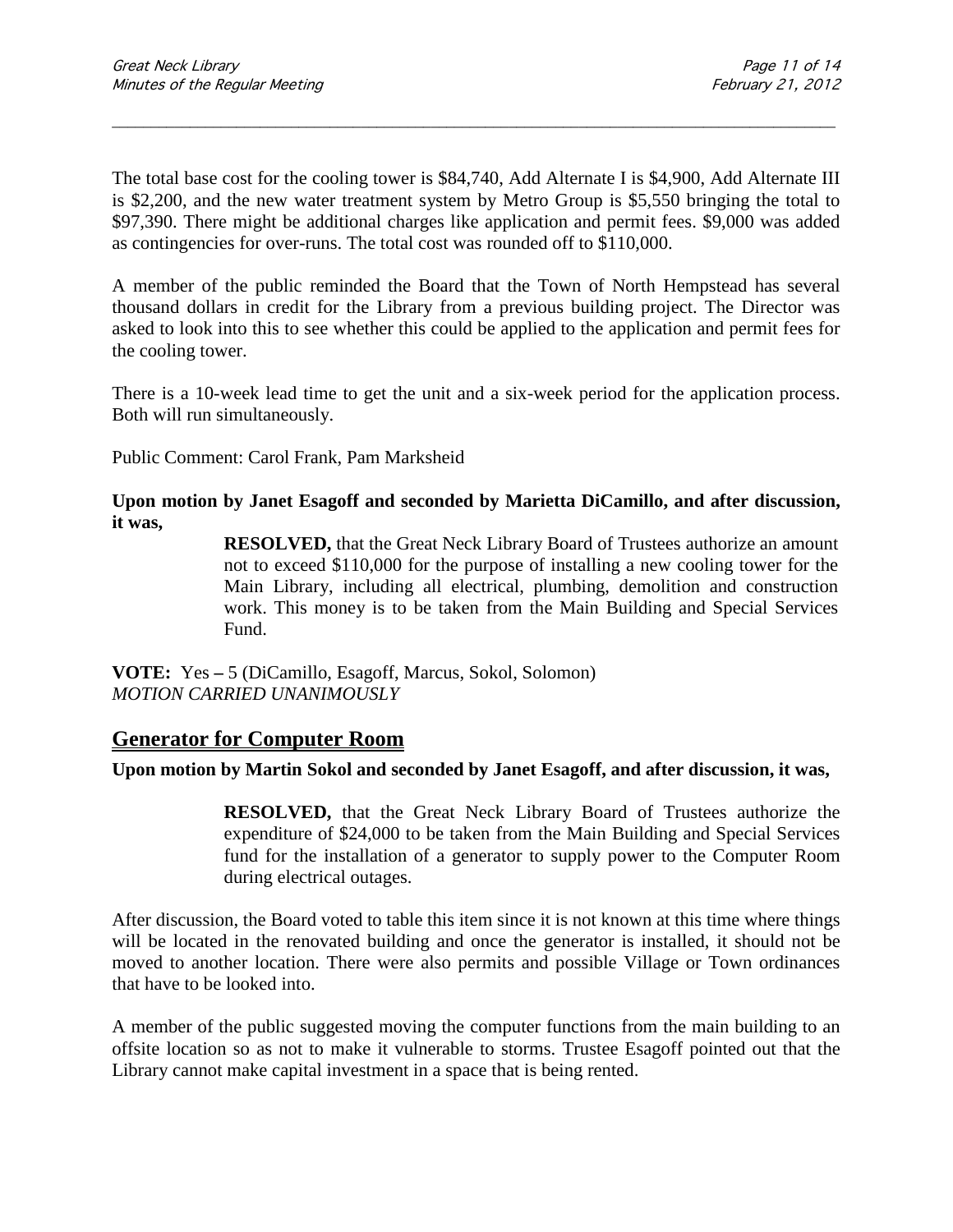The total base cost for the cooling tower is $84,740, Add Alternate I is $4,900, Add Alternate III is $2,200, and the new water treatment system by Metro Group is $5,550 bringing the total to $97,390. There might be additional charges like application and permit fees. $9,000 was added as contingencies for over-runs. The total cost was rounded off to $110,000.

A member of the public reminded the Board that the Town of North Hempstead has several thousand dollars in credit for the Library from a previous building project. The Director was asked to look into this to see whether this could be applied to the application and permit fees for the cooling tower.

There is a 10-week lead time to get the unit and a six-week period for the application process. Both will run simultaneously.

Public Comment: Carol Frank, Pam Marksheid

**Upon motion by Janet Esagoff and seconded by Marietta DiCamillo, and after discussion, it was,**

> **RESOLVED,** that the Great Neck Library Board of Trustees authorize an amount not to exceed $110,000 for the purpose of installing a new cooling tower for the Main Library, including all electrical, plumbing, demolition and construction work. This money is to be taken from the Main Building and Special Services Fund.

**VOTE:** Yes **–** 5 (DiCamillo, Esagoff, Marcus, Sokol, Solomon)
*MOTION CARRIED UNANIMOUSLY*

## Generator for Computer Room

**Upon motion by Martin Sokol and seconded by Janet Esagoff, and after discussion, it was,**

> **RESOLVED,** that the Great Neck Library Board of Trustees authorize the expenditure of $24,000 to be taken from the Main Building and Special Services fund for the installation of a generator to supply power to the Computer Room during electrical outages.

After discussion, the Board voted to table this item since it is not known at this time where things will be located in the renovated building and once the generator is installed, it should not be moved to another location. There were also permits and possible Village or Town ordinances that have to be looked into.

A member of the public suggested moving the computer functions from the main building to an offsite location so as not to make it vulnerable to storms. Trustee Esagoff pointed out that the Library cannot make capital investment in a space that is being rented.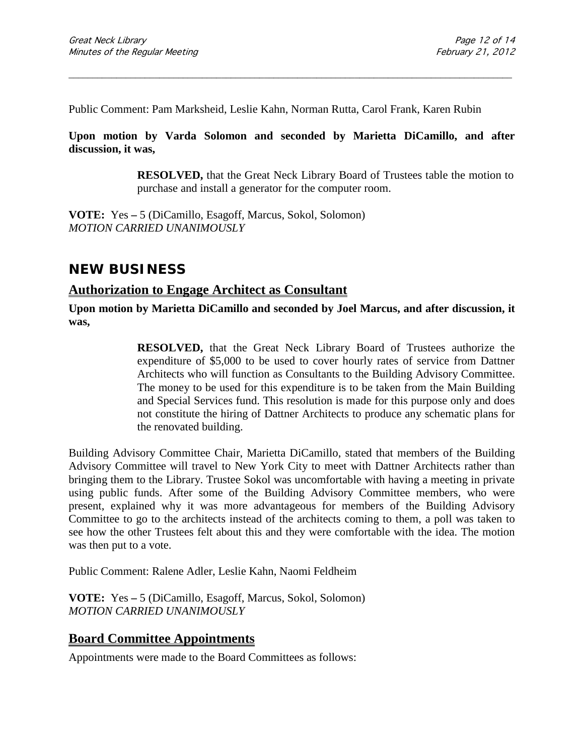Public Comment: Pam Marksheid, Leslie Kahn, Norman Rutta, Carol Frank, Karen Rubin

**Upon motion by Varda Solomon and seconded by Marietta DiCamillo, and after discussion, it was,**

> **RESOLVED,** that the Great Neck Library Board of Trustees table the motion to purchase and install a generator for the computer room.

**VOTE:** Yes – 5 (DiCamillo, Esagoff, Marcus, Sokol, Solomon)
*MOTION CARRIED UNANIMOUSLY*

## NEW BUSINESS

### Authorization to Engage Architect as Consultant

**Upon motion by Marietta DiCamillo and seconded by Joel Marcus, and after discussion, it was,**

> **RESOLVED,** that the Great Neck Library Board of Trustees authorize the expenditure of $5,000 to be used to cover hourly rates of service from Dattner Architects who will function as Consultants to the Building Advisory Committee. The money to be used for this expenditure is to be taken from the Main Building and Special Services fund. This resolution is made for this purpose only and does not constitute the hiring of Dattner Architects to produce any schematic plans for the renovated building.

Building Advisory Committee Chair, Marietta DiCamillo, stated that members of the Building Advisory Committee will travel to New York City to meet with Dattner Architects rather than bringing them to the Library. Trustee Sokol was uncomfortable with having a meeting in private using public funds. After some of the Building Advisory Committee members, who were present, explained why it was more advantageous for members of the Building Advisory Committee to go to the architects instead of the architects coming to them, a poll was taken to see how the other Trustees felt about this and they were comfortable with the idea. The motion was then put to a vote.

Public Comment: Ralene Adler, Leslie Kahn, Naomi Feldheim

**VOTE:** Yes – 5 (DiCamillo, Esagoff, Marcus, Sokol, Solomon)
*MOTION CARRIED UNANIMOUSLY*

### Board Committee Appointments

Appointments were made to the Board Committees as follows: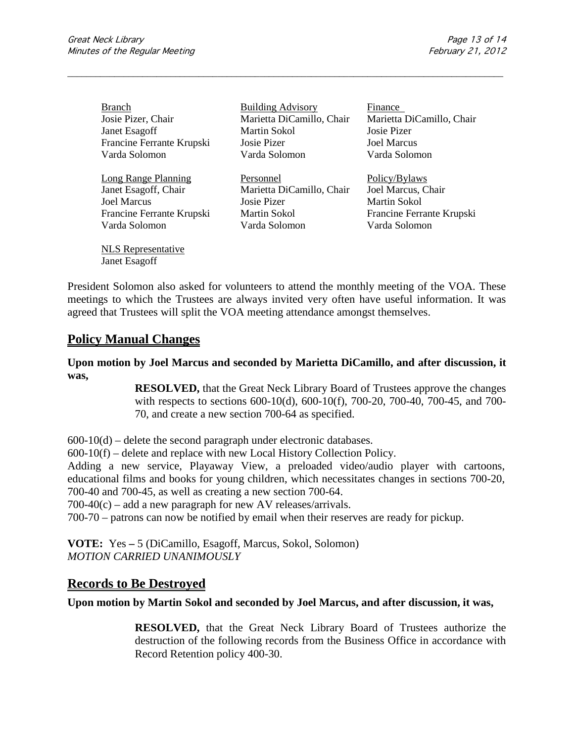Branch
Josie Pizer, Chair
Janet Esagoff
Francine Ferrante Krupski
Varda Solomon

Building Advisory
Marietta DiCamillo, Chair
Martin Sokol
Josie Pizer
Varda Solomon

Finance
Marietta DiCamillo, Chair
Josie Pizer
Joel Marcus
Varda Solomon

Long Range Planning
Janet Esagoff, Chair
Joel Marcus
Francine Ferrante Krupski
Varda Solomon

Personnel
Marietta DiCamillo, Chair
Josie Pizer
Martin Sokol
Varda Solomon

Policy/Bylaws
Joel Marcus, Chair
Martin Sokol
Francine Ferrante Krupski
Varda Solomon

NLS Representative
Janet Esagoff

President Solomon also asked for volunteers to attend the monthly meeting of the VOA. These meetings to which the Trustees are always invited very often have useful information. It was agreed that Trustees will split the VOA meeting attendance amongst themselves.

## Policy Manual Changes

**Upon motion by Joel Marcus and seconded by Marietta DiCamillo, and after discussion, it was,**

> **RESOLVED,** that the Great Neck Library Board of Trustees approve the changes with respects to sections 600-10(d), 600-10(f), 700-20, 700-40, 700-45, and 700-70, and create a new section 700-64 as specified.

600-10(d) – delete the second paragraph under electronic databases.
600-10(f) – delete and replace with new Local History Collection Policy.
Adding a new service, Playaway View, a preloaded video/audio player with cartoons, educational films and books for young children, which necessitates changes in sections 700-20, 700-40 and 700-45, as well as creating a new section 700-64.
700-40(c) – add a new paragraph for new AV releases/arrivals.
700-70 – patrons can now be notified by email when their reserves are ready for pickup.

**VOTE:** Yes **–** 5 (DiCamillo, Esagoff, Marcus, Sokol, Solomon)
*MOTION CARRIED UNANIMOUSLY*

## Records to Be Destroyed

**Upon motion by Martin Sokol and seconded by Joel Marcus, and after discussion, it was,**

> **RESOLVED,** that the Great Neck Library Board of Trustees authorize the destruction of the following records from the Business Office in accordance with Record Retention policy 400-30.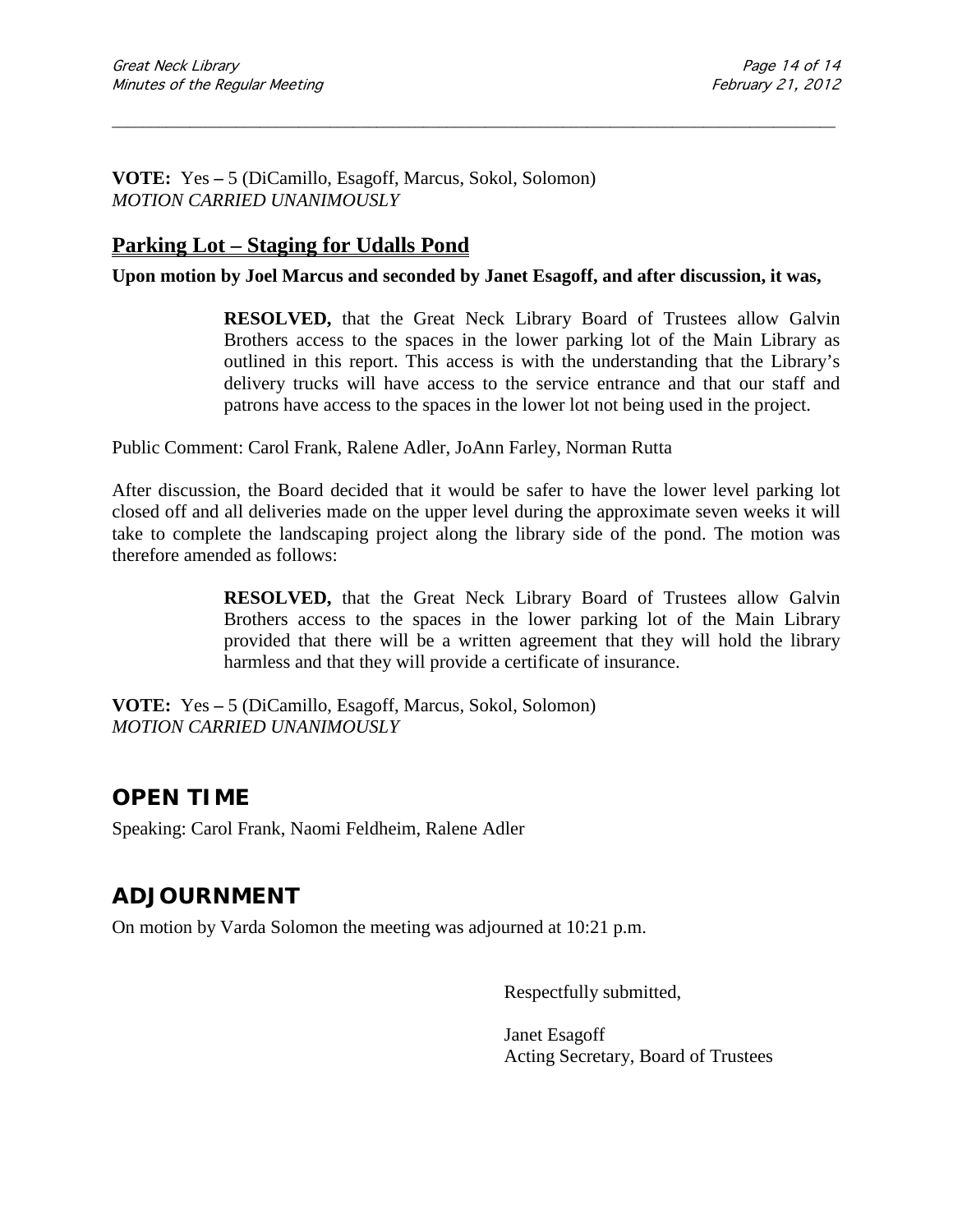**VOTE:** Yes – 5 (DiCamillo, Esagoff, Marcus, Sokol, Solomon)
*MOTION CARRIED UNANIMOUSLY*

## Parking Lot – Staging for Udalls Pond

**Upon motion by Joel Marcus and seconded by Janet Esagoff, and after discussion, it was,**

> **RESOLVED,** that the Great Neck Library Board of Trustees allow Galvin Brothers access to the spaces in the lower parking lot of the Main Library as outlined in this report. This access is with the understanding that the Library's delivery trucks will have access to the service entrance and that our staff and patrons have access to the spaces in the lower lot not being used in the project.

Public Comment: Carol Frank, Ralene Adler, JoAnn Farley, Norman Rutta

After discussion, the Board decided that it would be safer to have the lower level parking lot closed off and all deliveries made on the upper level during the approximate seven weeks it will take to complete the landscaping project along the library side of the pond. The motion was therefore amended as follows:

> **RESOLVED,** that the Great Neck Library Board of Trustees allow Galvin Brothers access to the spaces in the lower parking lot of the Main Library provided that there will be a written agreement that they will hold the library harmless and that they will provide a certificate of insurance.

**VOTE:** Yes – 5 (DiCamillo, Esagoff, Marcus, Sokol, Solomon)
*MOTION CARRIED UNANIMOUSLY*

# OPEN TIME

Speaking: Carol Frank, Naomi Feldheim, Ralene Adler

# ADJOURNMENT

On motion by Varda Solomon the meeting was adjourned at 10:21 p.m.

Respectfully submitted,

Janet Esagoff
Acting Secretary, Board of Trustees